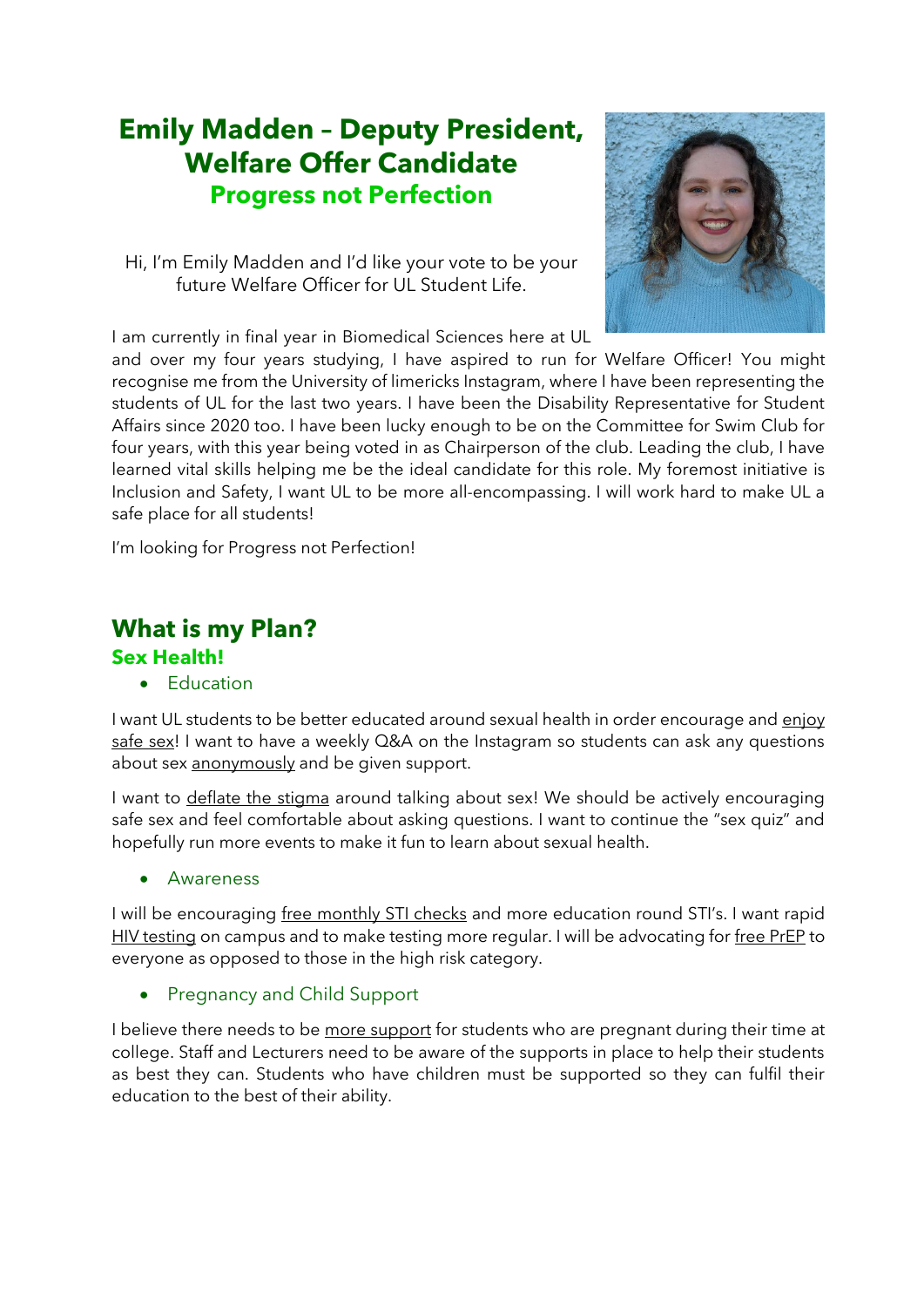# Emily Madden – Deputy President, Welfare Offer Candidate

## Progress not Perfection

Hi, I'm Emily Madden and I'd like your vote to be your future Welfare Officer for UL Student Life.

I am currently in final year in Biomedical Sciences here at UL and over my four years studying, I have aspired to run for Welfare Officer! You might recognise me from the University of limericks Instagram, where I have been representing the students of UL for the last two years. I have been the Disability Representative for Student Affairs since 2020 too. I have been lucky enough to be on the Committee for Swim Club for four years, with this year being voted in as Chairperson of the club. Leading the club, I have learned vital skills helping me be the ideal candidate for this role. My foremost initiative is Inclusion and Safety, I want UL to be more all-encompassing. I will work hard to make UL a safe place for all students!

I'm looking for Progress not Perfection!

## What is my Plan?

### Sex Health!

- Education

I want UL students to be better educated around sexual health in order encourage and enjoy safe sex! I want to have a weekly Q&A on the Instagram so students can ask any questions about sex anonymously and be given support.

I want to deflate the stigma around talking about sex! We should be actively encouraging safe sex and feel comfortable about asking questions. I want to continue the "sex quiz" and hopefully run more events to make it fun to learn about sexual health.

- Awareness

I will be encouraging free monthly STI checks and more education round STI's. I want rapid HIV testing on campus and to make testing more regular. I will be advocating for free PrEP to everyone as opposed to those in the high risk category.

- Pregnancy and Child Support

I believe there needs to be more support for students who are pregnant during their time at college. Staff and Lecturers need to be aware of the supports in place to help their students as best they can. Students who have children must be supported so they can fulfil their education to the best of their ability.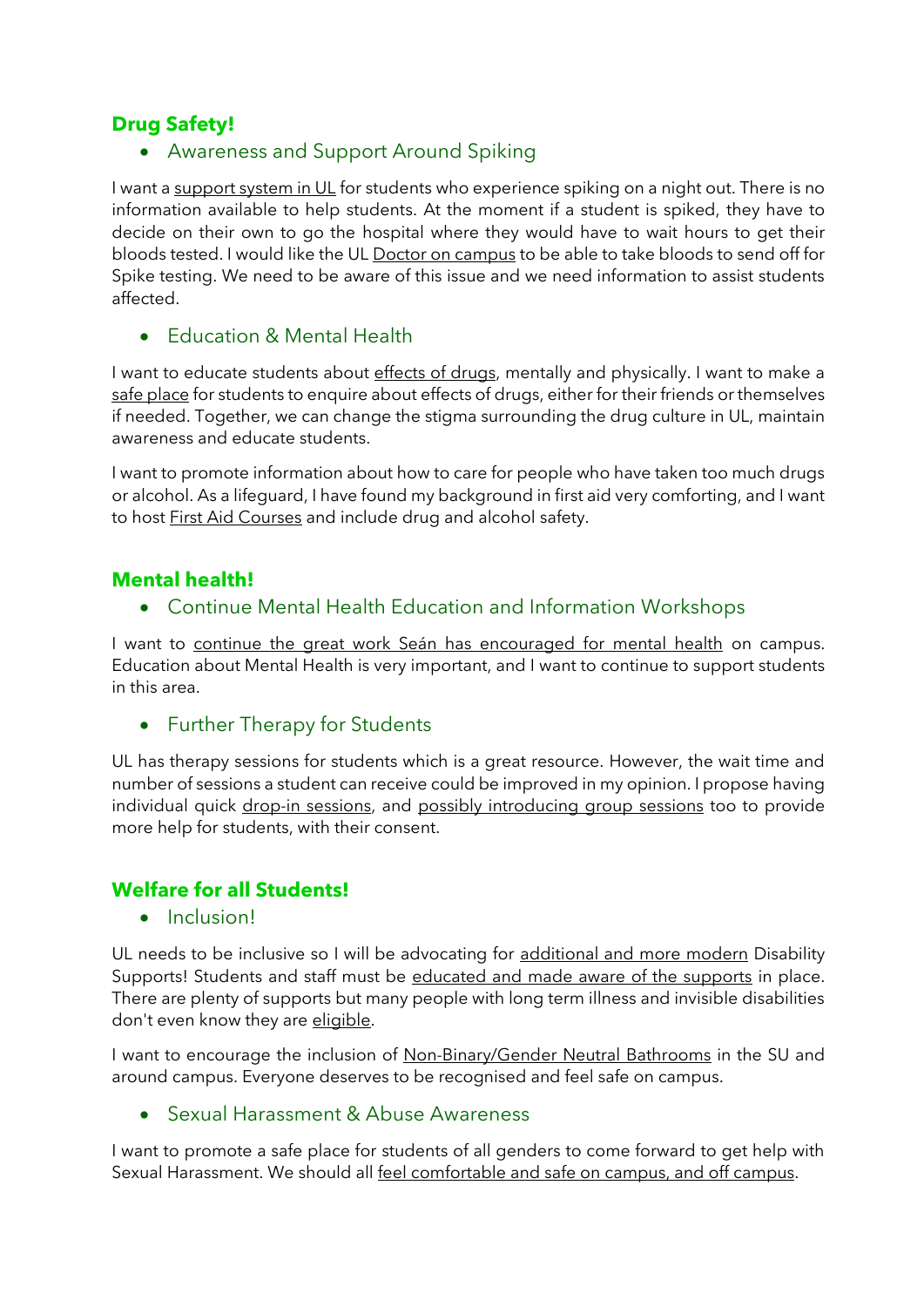## Drug Safety!

- ### Awareness and Support Around Spiking

I want a support system in UL for students who experience spiking on a night out. There is no information available to help students. At the moment if a student is spiked, they have to decide on their own to go the hospital where they would have to wait hours to get their bloods tested. I would like the UL Doctor on campus to be able to take bloods to send off for Spike testing. We need to be aware of this issue and we need information to assist students affected.

- ### Education & Mental Health

I want to educate students about effects of drugs, mentally and physically. I want to make a safe place for students to enquire about effects of drugs, either for their friends or themselves if needed. Together, we can change the stigma surrounding the drug culture in UL, maintain awareness and educate students.

I want to promote information about how to care for people who have taken too much drugs or alcohol. As a lifeguard, I have found my background in first aid very comforting, and I want to host First Aid Courses and include drug and alcohol safety.

## Mental health!

- ### Continue Mental Health Education and Information Workshops

I want to continue the great work Seán has encouraged for mental health on campus. Education about Mental Health is very important, and I want to continue to support students in this area.

- ### Further Therapy for Students

UL has therapy sessions for students which is a great resource. However, the wait time and number of sessions a student can receive could be improved in my opinion. I propose having individual quick drop-in sessions, and possibly introducing group sessions too to provide more help for students, with their consent.

## Welfare for all Students!

- ### Inclusion!

UL needs to be inclusive so I will be advocating for additional and more modern Disability Supports! Students and staff must be educated and made aware of the supports in place. There are plenty of supports but many people with long term illness and invisible disabilities don't even know they are eligible.

I want to encourage the inclusion of Non-Binary/Gender Neutral Bathrooms in the SU and around campus. Everyone deserves to be recognised and feel safe on campus.

- ### Sexual Harassment & Abuse Awareness

I want to promote a safe place for students of all genders to come forward to get help with Sexual Harassment. We should all feel comfortable and safe on campus, and off campus.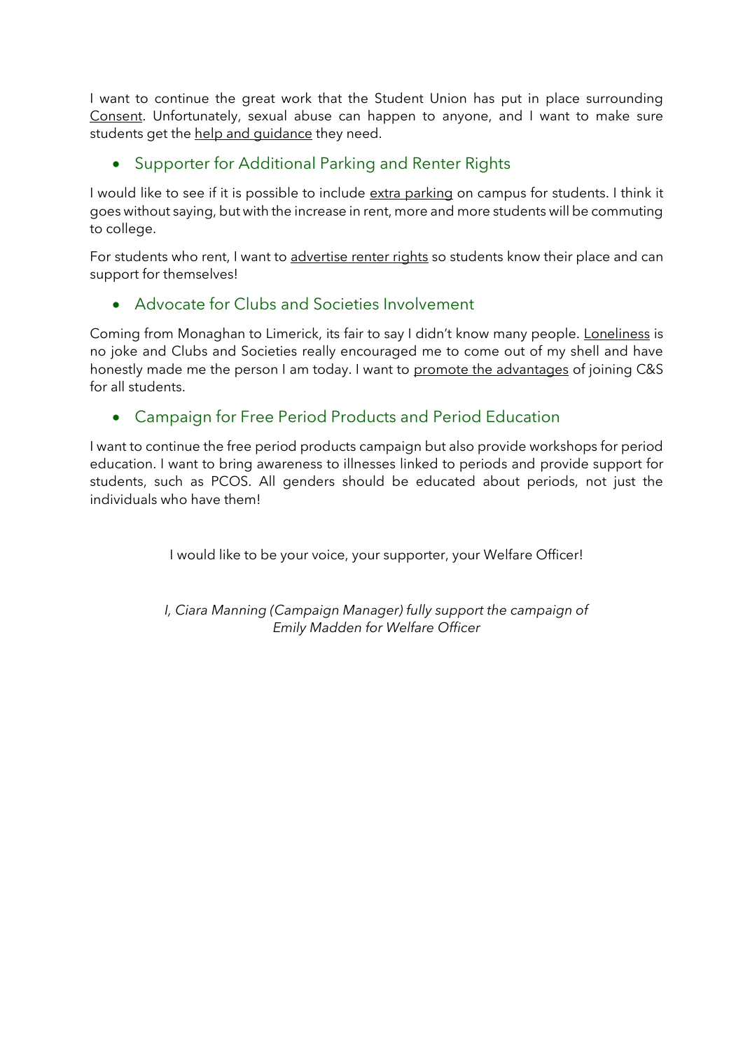I want to continue the great work that the Student Union has put in place surrounding <u>Consent</u>. Unfortunately, sexual abuse can happen to anyone, and I want to make sure students get the <u>help and guidance</u> they need.

- ## Supporter for Additional Parking and Renter Rights

I would like to see if it is possible to include <u>extra parking</u> on campus for students. I think it goes without saying, but with the increase in rent, more and more students will be commuting to college.

For students who rent, I want to <u>advertise renter rights</u> so students know their place and can support for themselves!

- ## Advocate for Clubs and Societies Involvement

Coming from Monaghan to Limerick, its fair to say I didn't know many people. <u>Loneliness</u> is no joke and Clubs and Societies really encouraged me to come out of my shell and have honestly made me the person I am today. I want to <u>promote the advantages</u> of joining C&S for all students.

- ## Campaign for Free Period Products and Period Education

I want to continue the free period products campaign but also provide workshops for period education. I want to bring awareness to illnesses linked to periods and provide support for students, such as PCOS. All genders should be educated about periods, not just the individuals who have them!

I would like to be your voice, your supporter, your Welfare Officer!

*I, Ciara Manning (Campaign Manager) fully support the campaign of Emily Madden for Welfare Officer*